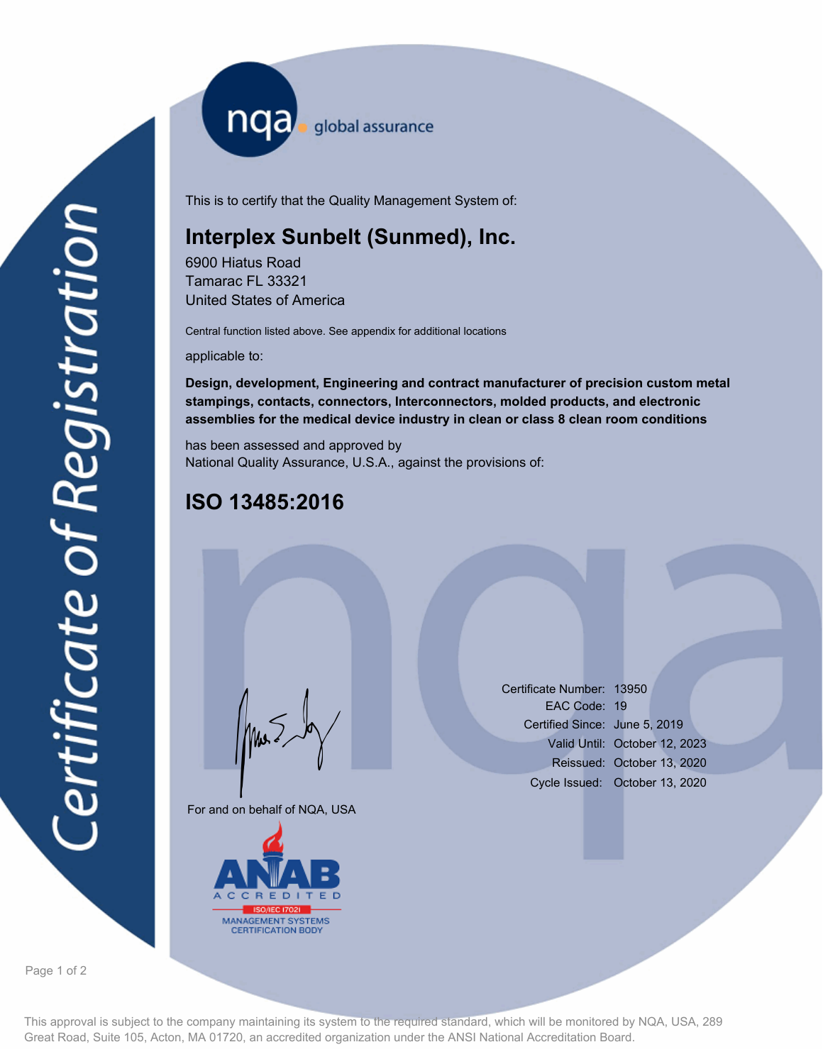# Certificate of Registration

nqa global assurance

This is to certify that the Quality Management System of:

## Interplex Sunbelt (Sunmed), Inc.

6900 Hiatus Road
Tamarac FL 33321
United States of America

Central function listed above. See appendix for additional locations

applicable to:

**Design, development, Engineering and contract manufacturer of precision custom metal stampings, contacts, connectors, Interconnectors, molded products, and electronic assemblies for the medical device industry in clean or class 8 clean room conditions**

has been assessed and approved by
National Quality Assurance, U.S.A., against the provisions of:

## ISO 13485:2016

For and on behalf of NQA, USA

| | |
|---|---|
| Certificate Number: | 13950 |
| EAC Code: | 19 |
| Certified Since: | June 5, 2019 |
| Valid Until: | October 12, 2023 |
| Reissued: | October 13, 2020 |
| Cycle Issued: | October 13, 2020 |

ANAB ACCREDITED ISO/IEC 17021 MANAGEMENT SYSTEMS CERTIFICATION BODY

This approval is subject to the company maintaining its system to the required standard, which will be monitored by NQA, USA, 289 Great Road, Suite 105, Acton, MA 01720, an accredited organization under the ANSI National Accreditation Board.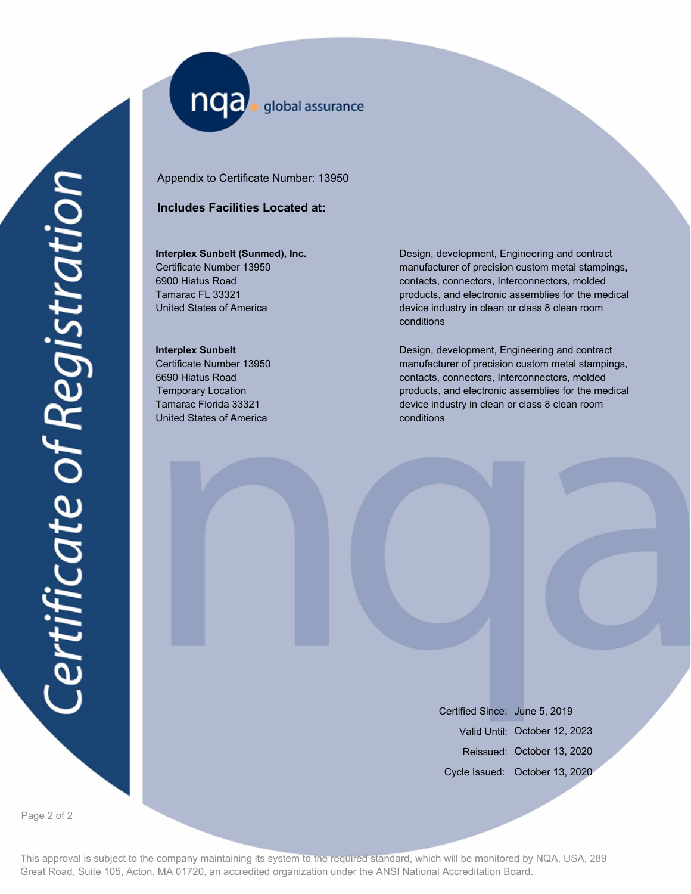Certificate of Registration

nqa global assurance

Appendix to Certificate Number: 13950

**Includes Facilities Located at:**

**Interplex Sunbelt (Sunmed), Inc.**
Certificate Number 13950
6900 Hiatus Road
Tamarac FL 33321
United States of America

Design, development, Engineering and contract manufacturer of precision custom metal stampings, contacts, connectors, Interconnectors, molded products, and electronic assemblies for the medical device industry in clean or class 8 clean room conditions

**Interplex Sunbelt**
Certificate Number 13950
6690 Hiatus Road
Temporary Location
Tamarac Florida 33321
United States of America

Design, development, Engineering and contract manufacturer of precision custom metal stampings, contacts, connectors, Interconnectors, molded products, and electronic assemblies for the medical device industry in clean or class 8 clean room conditions

Certified Since: June 5, 2019
Valid Until: October 12, 2023
Reissued: October 13, 2020
Cycle Issued: October 13, 2020

This approval is subject to the company maintaining its system to the required standard, which will be monitored by NQA, USA, 289 Great Road, Suite 105, Acton, MA 01720, an accredited organization under the ANSI National Accreditation Board.